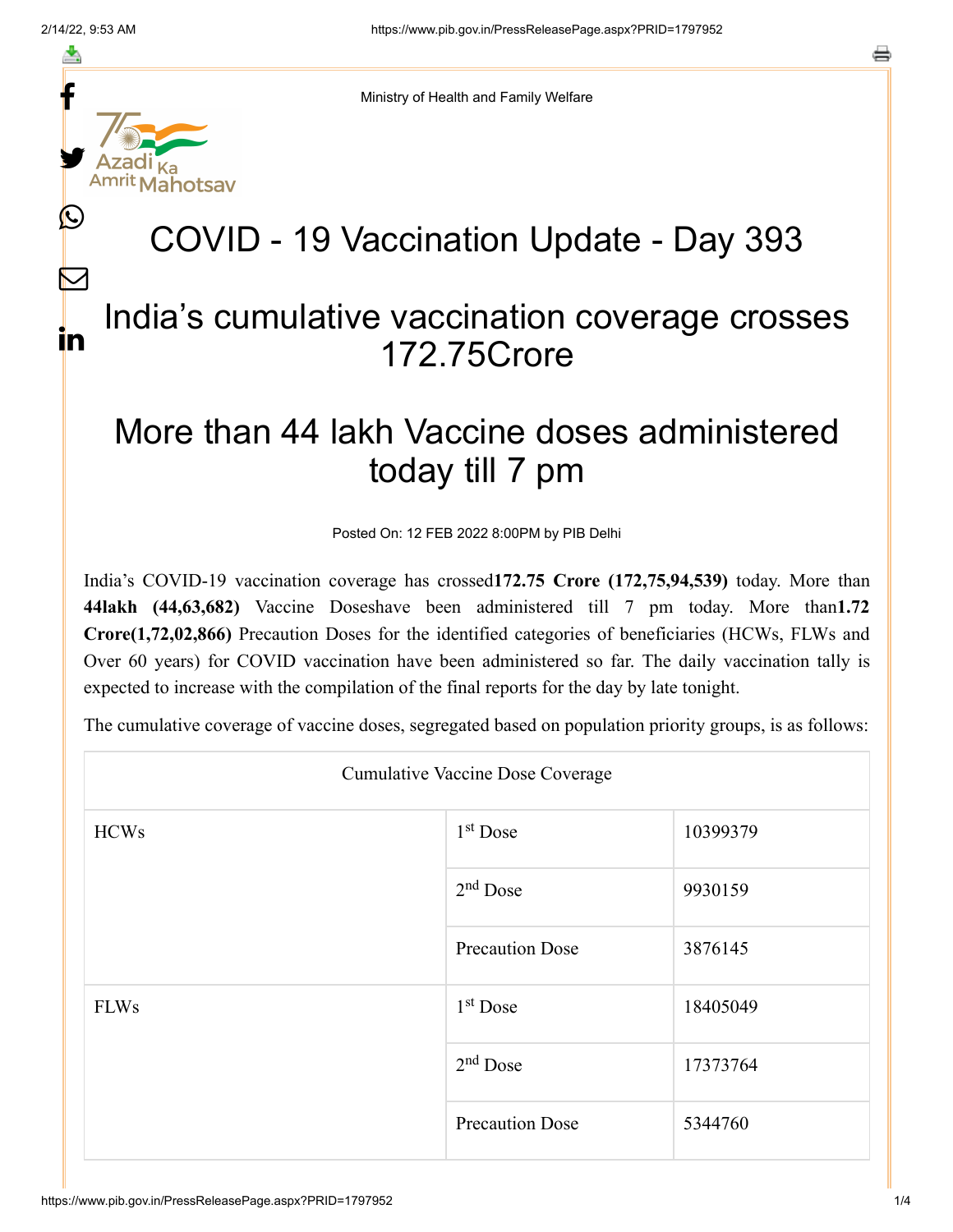Ministry of Health and Family Welfare

# COVID - 19 Vaccination Update - Day 393

## India's cumulative vaccination coverage crosses 172.75Crore

## More than 44 lakh Vaccine doses administered today till 7 pm

Posted On: 12 FEB 2022 8:00PM by PIB Delhi

India's COVID-19 vaccination coverage has crossed**172.75 Crore (172,75,94,539)** today. More than **44lakh (44,63,682)** Vaccine Doseshave been administered till 7 pm today. More than**1.72 Crore(1,72,02,866)** Precaution Doses for the identified categories of beneficiaries (HCWs, FLWs and Over 60 years) for COVID vaccination have been administered so far. The daily vaccination tally is expected to increase with the compilation of the final reports for the day by late tonight.

The cumulative coverage of vaccine doses, segregated based on population priority groups, is as follows:

| Cumulative Vaccine Dose Coverage | | |
|---|---|---|
| HCWs | 1st Dose | 10399379 |
| | 2nd Dose | 9930159 |
| | Precaution Dose | 3876145 |
| FLWs | 1st Dose | 18405049 |
| | 2nd Dose | 17373764 |
| | Precaution Dose | 5344760 |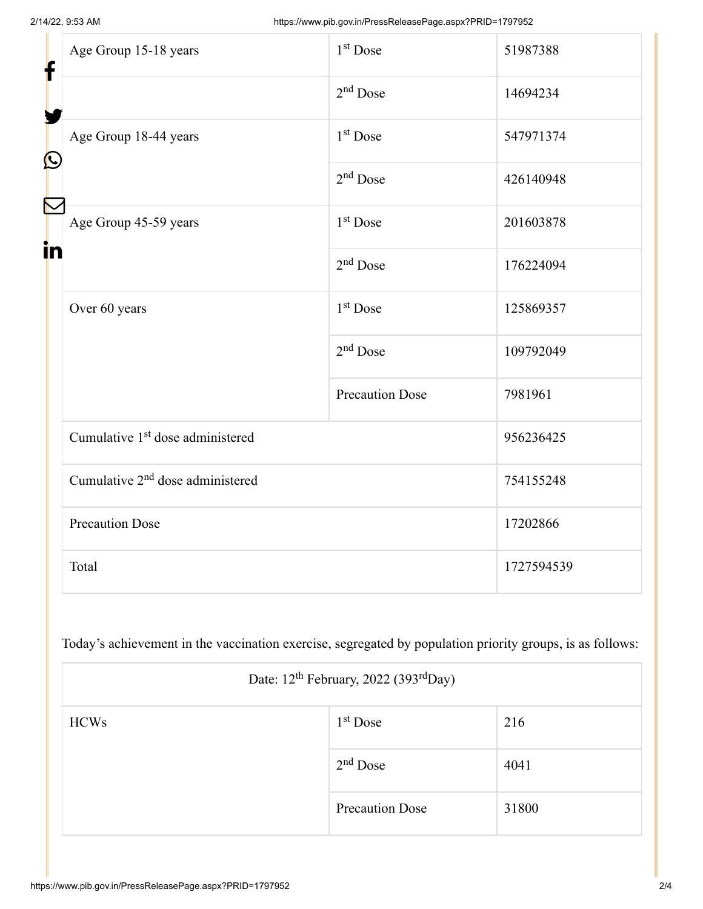| | | |
|---|---|---|
| Age Group 15-18 years | 1st Dose | 51987388 |
| | 2nd Dose | 14694234 |
| Age Group 18-44 years | 1st Dose | 547971374 |
| | 2nd Dose | 426140948 |
| Age Group 45-59 years | 1st Dose | 201603878 |
| | 2nd Dose | 176224094 |
| Over 60 years | 1st Dose | 125869357 |
| | 2nd Dose | 109792049 |
| | Precaution Dose | 7981961 |
| Cumulative 1st dose administered | | 956236425 |
| Cumulative 2nd dose administered | | 754155248 |
| Precaution Dose | | 17202866 |
| Total | | 1727594539 |

Today's achievement in the vaccination exercise, segregated by population priority groups, is as follows:

| Date: 12th February, 2022 (393rdDay) | | |
|---|---|---|
| HCWs | 1st Dose | 216 |
| | 2nd Dose | 4041 |
| | Precaution Dose | 31800 |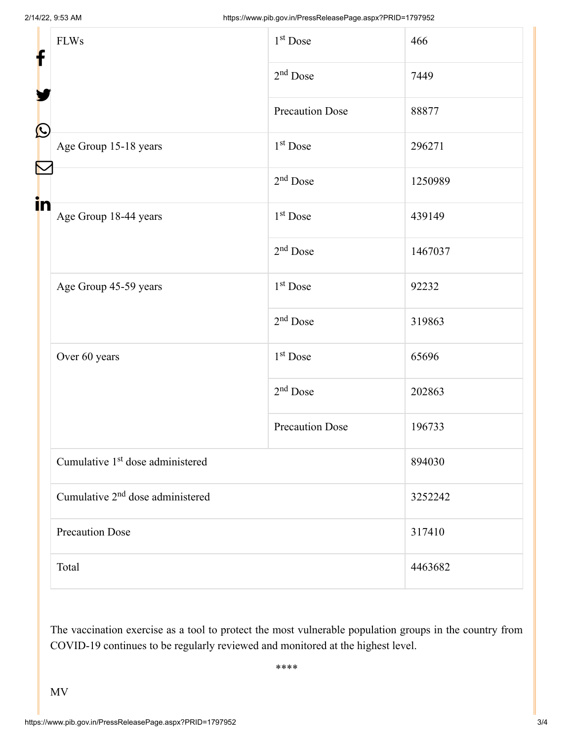| | | |
|---|---|---|
| FLWs | 1st Dose | 466 |
| | 2nd Dose | 7449 |
| | Precaution Dose | 88877 |
| Age Group 15-18 years | 1st Dose | 296271 |
| | 2nd Dose | 1250989 |
| Age Group 18-44 years | 1st Dose | 439149 |
| | 2nd Dose | 1467037 |
| Age Group 45-59 years | 1st Dose | 92232 |
| | 2nd Dose | 319863 |
| Over 60 years | 1st Dose | 65696 |
| | 2nd Dose | 202863 |
| | Precaution Dose | 196733 |
| Cumulative 1st dose administered | | 894030 |
| Cumulative 2nd dose administered | | 3252242 |
| Precaution Dose | | 317410 |
| Total | | 4463682 |

The vaccination exercise as a tool to protect the most vulnerable population groups in the country from COVID-19 continues to be regularly reviewed and monitored at the highest level.

****

MV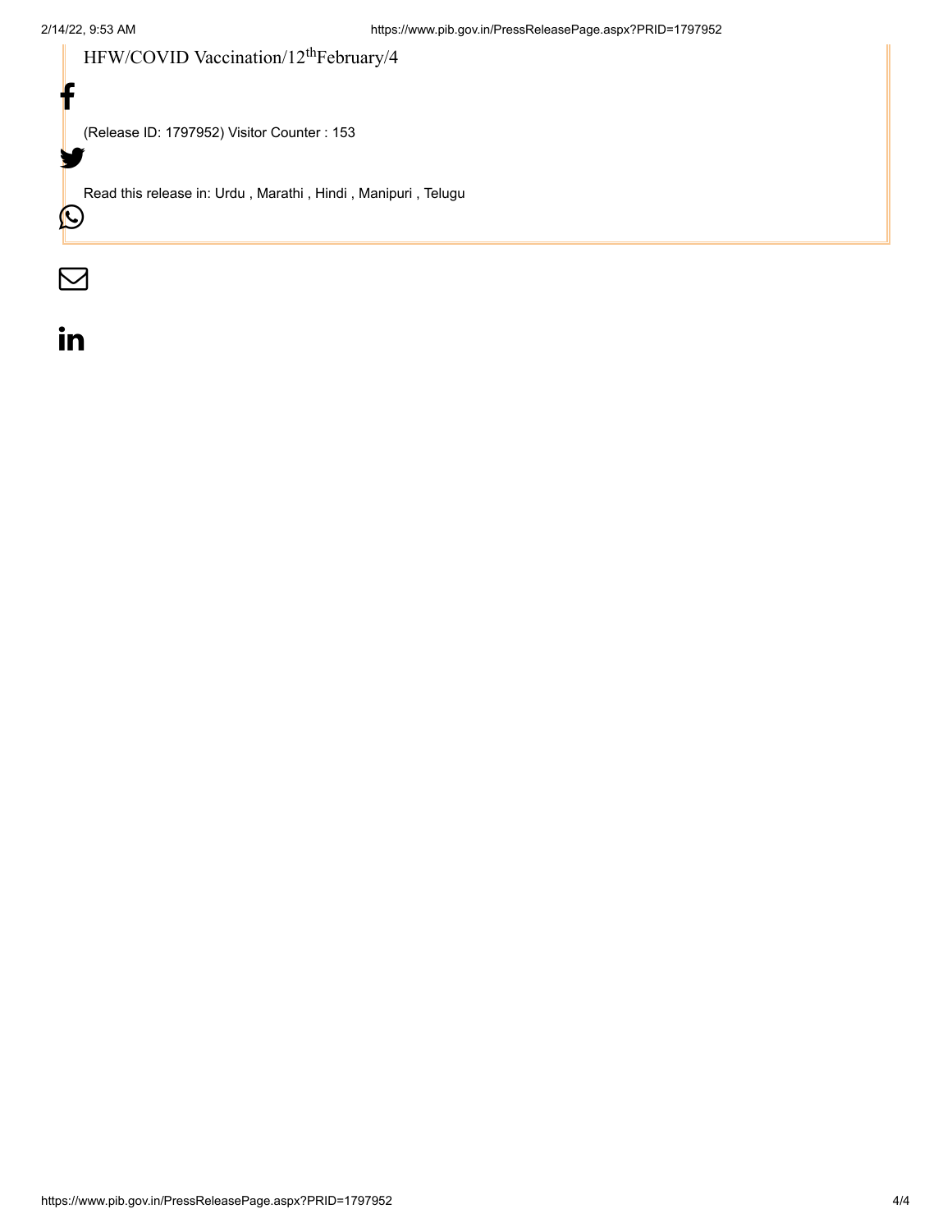HFW/COVID Vaccination/12thFebruary/4

(Release ID: 1797952) Visitor Counter : 153

Read this release in: Urdu , Marathi , Hindi , Manipuri , Telugu